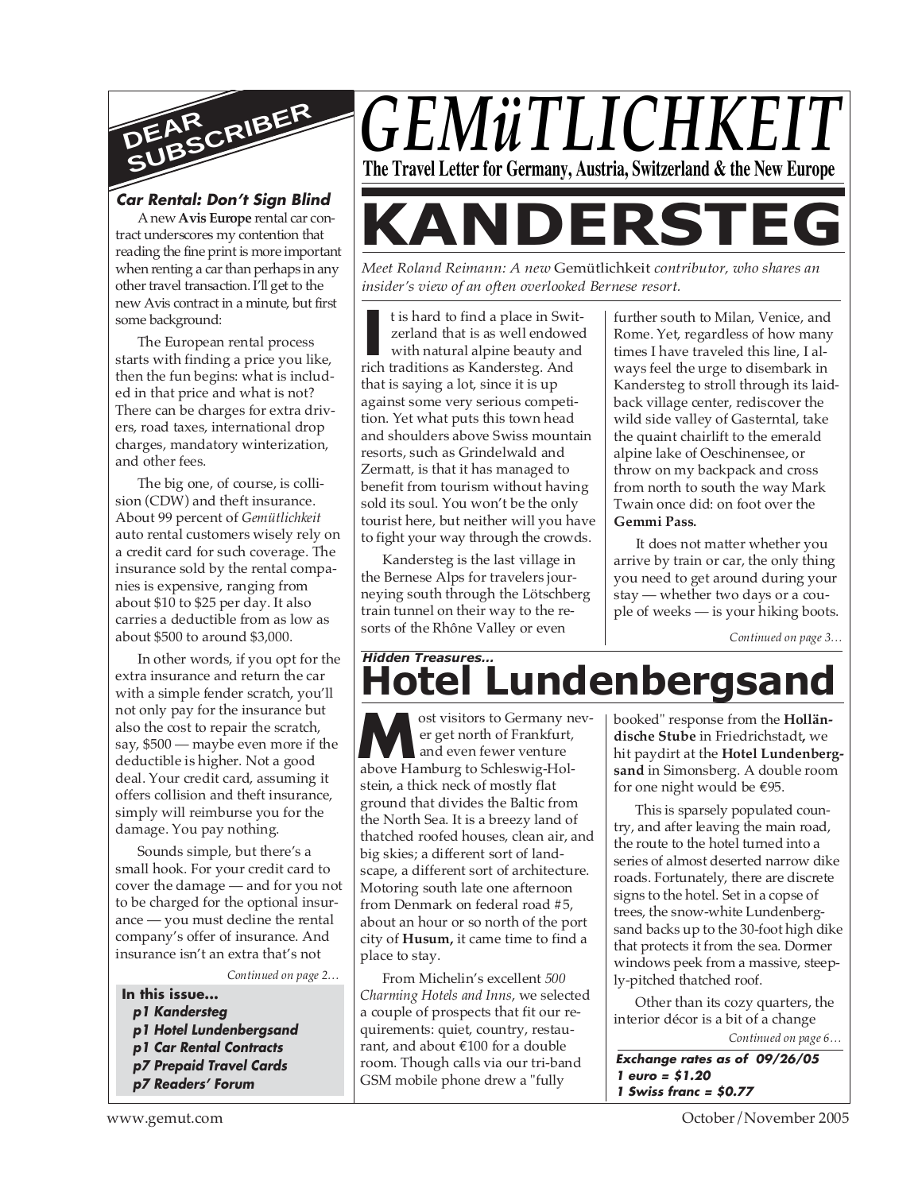# GEMüTLICHKEIT

**The Travel Letter for Germany, Austria, Switzerland & the New Europe**

## DEAR SUBSCRIBER

### *Car Rental: Don't Sign Blind*

A new **Avis Europe** rental car contract underscores my contention that reading the fine print is more important when renting a car than perhaps in any other travel transaction. I'll get to the new Avis contract in a minute, but first some background:

The European rental process starts with finding a price you like, then the fun begins: what is included in that price and what is not? There can be charges for extra drivers, road taxes, international drop charges, mandatory winterization, and other fees.

The big one, of course, is collision (CDW) and theft insurance. About 99 percent of *Gemütlichkeit* auto rental customers wisely rely on a credit card for such coverage. The insurance sold by the rental companies is expensive, ranging from about $10 to $25 per day. It also carries a deductible from as low as about $500 to around $3,000.

In other words, if you opt for the extra insurance and return the car with a simple fender scratch, you'll not only pay for the insurance but also the cost to repair the scratch, say, $500 — maybe even more if the deductible is higher. Not a good deal. Your credit card, assuming it offers collision and theft insurance, simply will reimburse you for the damage. You pay nothing.

Sounds simple, but there's a small hook. For your credit card to cover the damage — and for you not to be charged for the optional insurance — you must decline the rental company's offer of insurance. And insurance isn't an extra that's not

*Continued on page 2…*

**In this issue...**

- ***p1 Kandersteg***
- ***p1 Hotel Lundenbergsand***
- ***p1 Car Rental Contracts***
- ***p7 Prepaid Travel Cards***
- ***p7 Readers' Forum***

# KANDERSTEG

*Meet Roland Reimann: A new* Gemütlichkeit *contributor, who shares an insider's view of an often overlooked Bernese resort.*

It is hard to find a place in Switzerland that is as well endowed with natural alpine beauty and rich traditions as Kandersteg. And that is saying a lot, since it is up against some very serious competition. Yet what puts this town head and shoulders above Swiss mountain resorts, such as Grindelwald and Zermatt, is that it has managed to benefit from tourism without having sold its soul. You won't be the only tourist here, but neither will you have to fight your way through the crowds.

Kandersteg is the last village in the Bernese Alps for travelers journeying south through the Lötschberg train tunnel on their way to the resorts of the Rhône Valley or even further south to Milan, Venice, and Rome. Yet, regardless of how many times I have traveled this line, I always feel the urge to disembark in Kandersteg to stroll through its laidback village center, rediscover the wild side valley of Gasterntal, take the quaint chairlift to the emerald alpine lake of Oeschinensee, or throw on my backpack and cross from north to south the way Mark Twain once did: on foot over the **Gemmi Pass.**

It does not matter whether you arrive by train or car, the only thing you need to get around during your stay — whether two days or a couple of weeks — is your hiking boots.

*Continued on page 3…*

***Hidden Treasures...***

# Hotel Lundenbergsand

Most visitors to Germany never get north of Frankfurt, and even fewer venture above Hamburg to Schleswig-Holstein, a thick neck of mostly flat ground that divides the Baltic from the North Sea. It is a breezy land of thatched roofed houses, clean air, and big skies; a different sort of landscape, a different sort of architecture. Motoring south late one afternoon from Denmark on federal road #5, about an hour or so north of the port city of **Husum,** it came time to find a place to stay.

From Michelin's excellent *500 Charming Hotels and Inns*, we selected a couple of prospects that fit our requirements: quiet, country, restaurant, and about €100 for a double room. Though calls via our tri-band GSM mobile phone drew a "fully booked" response from the **Holländische Stube** in Friedrichstadt**,** we hit paydirt at the **Hotel Lundenbergsand** in Simonsberg. A double room for one night would be €95.

This is sparsely populated country, and after leaving the main road, the route to the hotel turned into a series of almost deserted narrow dike roads. Fortunately, there are discrete signs to the hotel. Set in a copse of trees, the snow-white Lundenbergsand backs up to the 30-foot high dike that protects it from the sea. Dormer windows peek from a massive, steeply-pitched thatched roof.

Other than its cozy quarters, the interior décor is a bit of a change

*Continued on page 6…*

***Exchange rates as of 09/26/05***
***1 euro = $1.20***
***1 Swiss franc = $0.77***

www.gemut.com

October/November 2005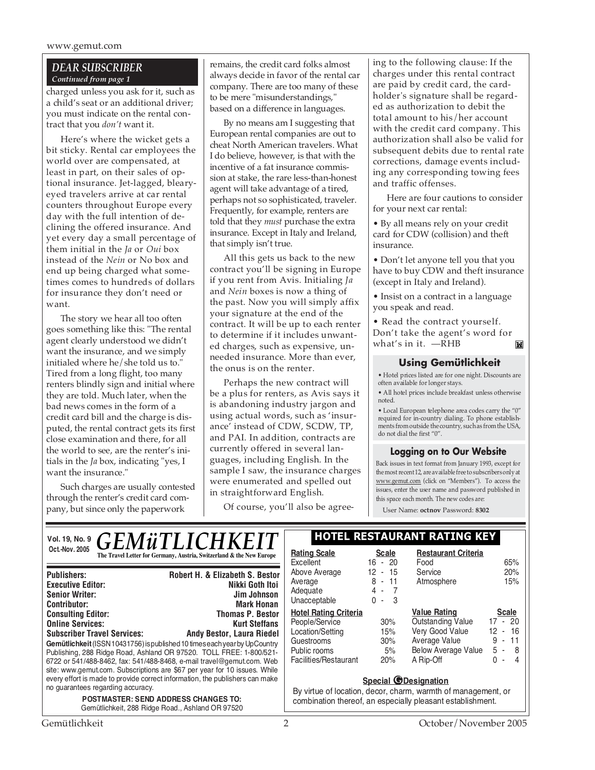## DEAR SUBSCRIBER

*Continued from page 1*

charged unless you ask for it, such as a child's seat or an additional driver; you must indicate on the rental contract that you *don't* want it.

Here's where the wicket gets a bit sticky. Rental car employees the world over are compensated, at least in part, on their sales of optional insurance. Jet-lagged, bleary-eyed travelers arrive at car rental counters throughout Europe every day with the full intention of declining the offered insurance. And yet every day a small percentage of them initial in the *Ja* or *Oui* box instead of the *Nein* or No box and end up being charged what sometimes comes to hundreds of dollars for insurance they don't need or want.

The story we hear all too often goes something like this: "The rental agent clearly understood we didn't want the insurance, and we simply initialed where he/she told us to." Tired from a long flight, too many renters blindly sign and initial where they are told. Much later, when the bad news comes in the form of a credit card bill and the charge is disputed, the rental contract gets its first close examination and there, for all the world to see, are the renter's initials in the *Ja* box, indicating "yes, I want the insurance."

Such charges are usually contested through the renter's credit card company, but since only the paperwork remains, the credit card folks almost always decide in favor of the rental car company. There are too many of these to be mere "misunderstandings," based on a difference in languages.

By no means am I suggesting that European rental companies are out to cheat North American travelers. What I do believe, however, is that with the incentive of a fat insurance commission at stake, the rare less-than-honest agent will take advantage of a tired, perhaps not so sophisticated, traveler. Frequently, for example, renters are told that they *must* purchase the extra insurance. Except in Italy and Ireland, that simply isn't true.

All this gets us back to the new contract you'll be signing in Europe if you rent from Avis. Initialing *Ja* and *Nein* boxes is now a thing of the past. Now you will simply affix your signature at the end of the contract. It will be up to each renter to determine if it includes unwanted charges, such as expensive, unneeded insurance. More than ever, the onus is on the renter.

Perhaps the new contract will be a plus for renters, as Avis says it is abandoning industry jargon and using actual words, such as 'insurance' instead of CDW, SCDW, TP, and PAI. In addition, contracts are currently offered in several languages, including English. In the sample I saw, the insurance charges were enumerated and spelled out in straightforward English.

Of course, you'll also be agreeing to the following clause: If the charges under this rental contract are paid by credit card, the cardholder's signature shall be regarded as authorization to debit the total amount to his/her account with the credit card company. This authorization shall also be valid for subsequent debits due to rental rate corrections, damage events including any corresponding towing fees and traffic offenses.

Here are four cautions to consider for your next car rental:

- By all means rely on your credit card for CDW (collision) and theft insurance.
- Don't let anyone tell you that you have to buy CDW and theft insurance (except in Italy and Ireland).
- Insist on a contract in a language you speak and read.
- Read the contract yourself. Don't take the agent's word for what's in it. —RHB

### Using Gemütlichkeit

- Hotel prices listed are for one night. Discounts are often available for longer stays.
- All hotel prices include breakfast unless otherwise noted.
- Local European telephone area codes carry the "0" required for in-country dialing. To phone establishments from outside the country, such as from the USA, do not dial the first "0".

### Logging on to Our Website

Back issues in text format from January 1993, except for the most recent 12, are available free to subscribers only at www.gemut.com (click on "Members"). To access the issues, enter the user name and password published in this space each month. The new codes are:

User Name: **octnov** Password: **8302**

---

**Vol. 19, No. 9**
**Oct.-Nov. 2005**

# *GEMüTLICHKEIT*

**The Travel Letter for Germany, Austria, Switzerland & the New Europe**

| | |
|---|---|
| **Publishers:** | **Robert H. & Elizabeth S. Bestor** |
| **Executive Editor:** | **Nikki Goth Itoi** |
| **Senior Writer:** | **Jim Johnson** |
| **Contributor:** | **Mark Honan** |
| **Consulting Editor:** | **Thomas P. Bestor** |
| **Online Services:** | **Kurt Steffans** |
| **Subscriber Travel Services:** | **Andy Bestor, Laura Riedel** |

**Gemütlichkeit** (ISSN 10431756) is published 10 times each year by UpCountry Publishing, 288 Ridge Road, Ashland OR 97520. TOLL FREE: 1-800/521-6722 or 541/488-8462, fax: 541/488-8468, e-mail travel@gemut.com. Web site: www.gemut.com. Subscriptions are $67 per year for 10 issues. While every effort is made to provide correct information, the publishers can make no guarantees regarding accuracy.

**POSTMASTER: SEND ADDRESS CHANGES TO:**
Gemütlichkeit, 288 Ridge Road., Ashland OR 97520

### HOTEL RESTAURANT RATING KEY

| Rating Scale | Scale |
|---|---|
| Excellent | 16 - 20 |
| Above Average | 12 - 15 |
| Average | 8 - 11 |
| Adequate | 4 - 7 |
| Unacceptable | 0 - 3 |

| Restaurant Criteria | |
|---|---|
| Food | 65% |
| Service | 20% |
| Atmosphere | 15% |

| Hotel Rating Criteria | |
|---|---|
| People/Service | 30% |
| Location/Setting | 15% |
| Guestrooms | 30% |
| Public rooms | 5% |
| Facilities/Restaurant | 20% |

| Value Rating | Scale |
|---|---|
| Outstanding Value | 17 - 20 |
| Very Good Value | 12 - 16 |
| Average Value | 9 - 11 |
| Below Average Value | 5 - 8 |
| A Rip-Off | 0 - 4 |

**Special G Designation**

By virtue of location, decor, charm, warmth of management, or combination thereof, an especially pleasant establishment.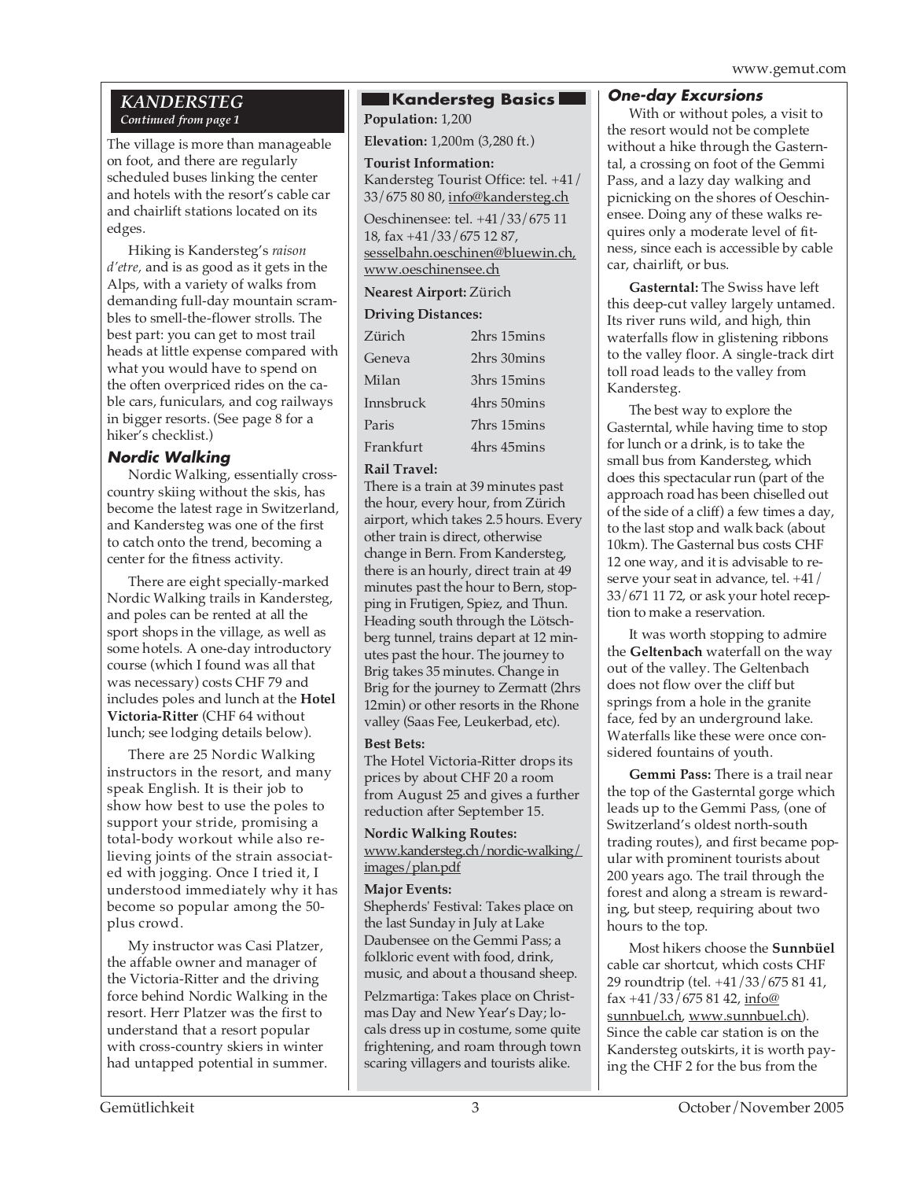## KANDERSTEG

*Continued from page 1*

The village is more than manageable on foot, and there are regularly scheduled buses linking the center and hotels with the resort's cable car and chairlift stations located on its edges.

Hiking is Kandersteg's *raison d'etre,* and is as good as it gets in the Alps, with a variety of walks from demanding full-day mountain scrambles to smell-the-flower strolls. The best part: you can get to most trail heads at little expense compared with what you would have to spend on the often overpriced rides on the cable cars, funiculars, and cog railways in bigger resorts. (See page 8 for a hiker's checklist.)

### Nordic Walking

Nordic Walking, essentially cross-country skiing without the skis, has become the latest rage in Switzerland, and Kandersteg was one of the first to catch onto the trend, becoming a center for the fitness activity.

There are eight specially-marked Nordic Walking trails in Kandersteg, and poles can be rented at all the sport shops in the village, as well as some hotels. A one-day introductory course (which I found was all that was necessary) costs CHF 79 and includes poles and lunch at the **Hotel Victoria-Ritter** (CHF 64 without lunch; see lodging details below).

There are 25 Nordic Walking instructors in the resort, and many speak English. It is their job to show how best to use the poles to support your stride, promising a total-body workout while also relieving joints of the strain associated with jogging. Once I tried it, I understood immediately why it has become so popular among the 50-plus crowd.

My instructor was Casi Platzer, the affable owner and manager of the Victoria-Ritter and the driving force behind Nordic Walking in the resort. Herr Platzer was the first to understand that a resort popular with cross-country skiers in winter had untapped potential in summer.

### Kandersteg Basics

**Population:** 1,200

**Elevation:** 1,200m (3,280 ft.)

**Tourist Information:**
Kandersteg Tourist Office: tel. +41/33/675 80 80, info@kandersteg.ch

Oeschinensee: tel. +41/33/675 11 18, fax +41/33/675 12 87, sesselbahn.oeschinen@bluewin.ch, www.oeschinensee.ch

**Nearest Airport:** Zürich

**Driving Distances:**

| | |
|---|---|
| Zürich | 2hrs 15mins |
| Geneva | 2hrs 30mins |
| Milan | 3hrs 15mins |
| Innsbruck | 4hrs 50mins |
| Paris | 7hrs 15mins |
| Frankfurt | 4hrs 45mins |

**Rail Travel:**
There is a train at 39 minutes past the hour, every hour, from Zürich airport, which takes 2.5 hours. Every other train is direct, otherwise change in Bern. From Kandersteg, there is an hourly, direct train at 49 minutes past the hour to Bern, stopping in Frutigen, Spiez, and Thun. Heading south through the Lötschberg tunnel, trains depart at 12 minutes past the hour. The journey to Brig takes 35 minutes. Change in Brig for the journey to Zermatt (2hrs 12min) or other resorts in the Rhone valley (Saas Fee, Leukerbad, etc).

**Best Bets:**
The Hotel Victoria-Ritter drops its prices by about CHF 20 a room from August 25 and gives a further reduction after September 15.

**Nordic Walking Routes:**
www.kandersteg.ch/nordic-walking/images/plan.pdf

**Major Events:**
Shepherds' Festival: Takes place on the last Sunday in July at Lake Daubensee on the Gemmi Pass; a folkloric event with food, drink, music, and about a thousand sheep.

Pelzmartiga: Takes place on Christmas Day and New Year's Day; locals dress up in costume, some quite frightening, and roam through town scaring villagers and tourists alike.

### One-day Excursions

With or without poles, a visit to the resort would not be complete without a hike through the Gasterntal, a crossing on foot of the Gemmi Pass, and a lazy day walking and picnicking on the shores of Oeschinensee. Doing any of these walks requires only a moderate level of fitness, since each is accessible by cable car, chairlift, or bus.

**Gasterntal:** The Swiss have left this deep-cut valley largely untamed. Its river runs wild, and high, thin waterfalls flow in glistening ribbons to the valley floor. A single-track dirt toll road leads to the valley from Kandersteg.

The best way to explore the Gasterntal, while having time to stop for lunch or a drink, is to take the small bus from Kandersteg, which does this spectacular run (part of the approach road has been chiselled out of the side of a cliff) a few times a day, to the last stop and walk back (about 10km). The Gasternal bus costs CHF 12 one way, and it is advisable to reserve your seat in advance, tel. +41/33/671 11 72, or ask your hotel reception to make a reservation.

It was worth stopping to admire the **Geltenbach** waterfall on the way out of the valley. The Geltenbach does not flow over the cliff but springs from a hole in the granite face, fed by an underground lake. Waterfalls like these were once considered fountains of youth.

**Gemmi Pass:** There is a trail near the top of the Gasterntal gorge which leads up to the Gemmi Pass, (one of Switzerland's oldest north-south trading routes), and first became popular with prominent tourists about 200 years ago. The trail through the forest and along a stream is rewarding, but steep, requiring about two hours to the top.

Most hikers choose the **Sunnbüel** cable car shortcut, which costs CHF 29 roundtrip (tel. +41/33/675 81 41, fax +41/33/675 81 42, info@sunnbuel.ch, www.sunnbuel.ch). Since the cable car station is on the Kandersteg outskirts, it is worth paying the CHF 2 for the bus from the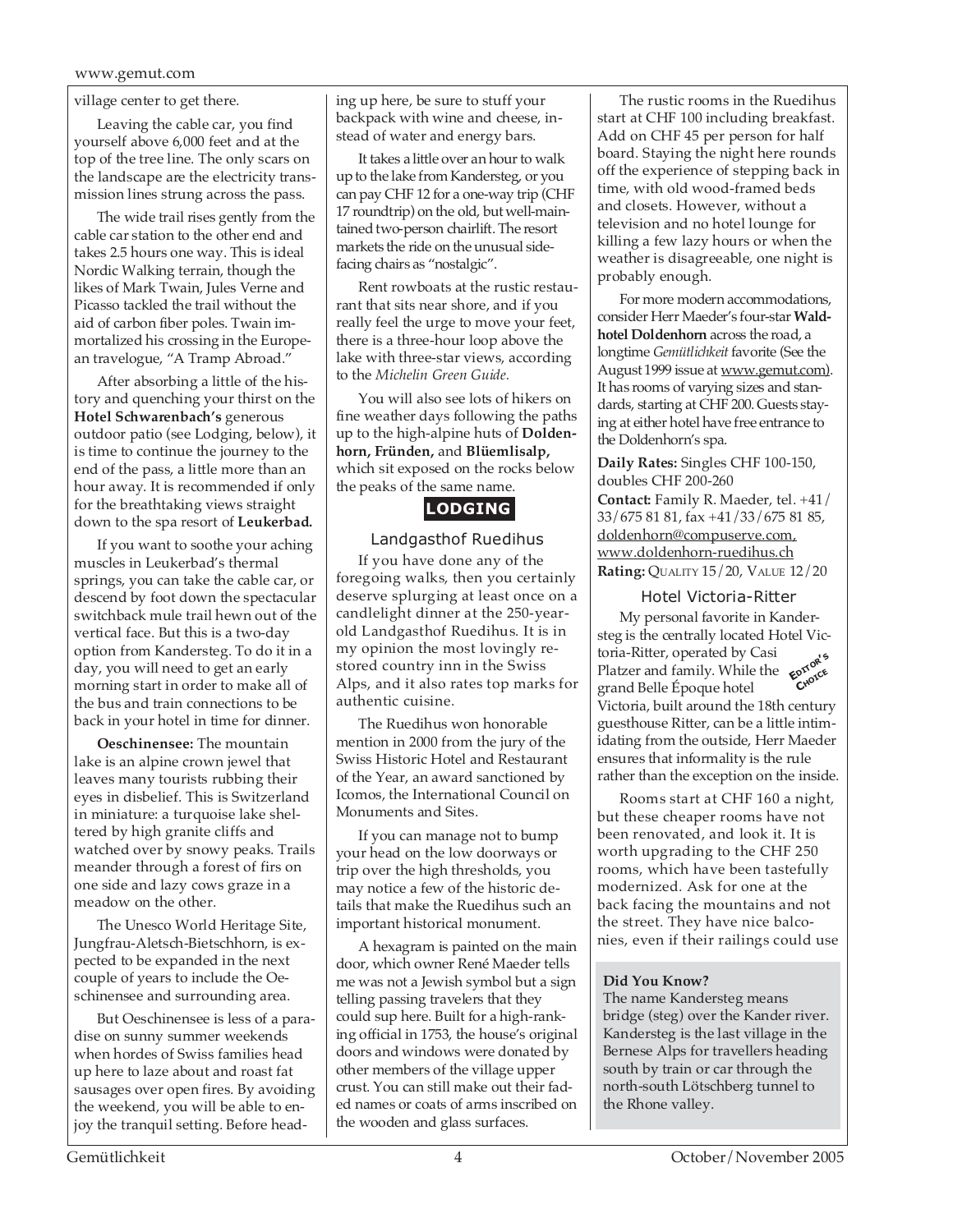village center to get there.

Leaving the cable car, you find yourself above 6,000 feet and at the top of the tree line. The only scars on the landscape are the electricity transmission lines strung across the pass.

The wide trail rises gently from the cable car station to the other end and takes 2.5 hours one way. This is ideal Nordic Walking terrain, though the likes of Mark Twain, Jules Verne and Picasso tackled the trail without the aid of carbon fiber poles. Twain immortalized his crossing in the European travelogue, "A Tramp Abroad."

After absorbing a little of the history and quenching your thirst on the **Hotel Schwarenbach's** generous outdoor patio (see Lodging, below), it is time to continue the journey to the end of the pass, a little more than an hour away. It is recommended if only for the breathtaking views straight down to the spa resort of **Leukerbad.**

If you want to soothe your aching muscles in Leukerbad's thermal springs, you can take the cable car, or descend by foot down the spectacular switchback mule trail hewn out of the vertical face. But this is a two-day option from Kandersteg. To do it in a day, you will need to get an early morning start in order to make all of the bus and train connections to be back in your hotel in time for dinner.

**Oeschinensee:** The mountain lake is an alpine crown jewel that leaves many tourists rubbing their eyes in disbelief. This is Switzerland in miniature: a turquoise lake sheltered by high granite cliffs and watched over by snowy peaks. Trails meander through a forest of firs on one side and lazy cows graze in a meadow on the other.

The Unesco World Heritage Site, Jungfrau-Aletsch-Bietschhorn, is expected to be expanded in the next couple of years to include the Oeschinensee and surrounding area.

But Oeschinensee is less of a paradise on sunny summer weekends when hordes of Swiss families head up here to laze about and roast fat sausages over open fires. By avoiding the weekend, you will be able to enjoy the tranquil setting. Before heading up here, be sure to stuff your backpack with wine and cheese, instead of water and energy bars.

It takes a little over an hour to walk up to the lake from Kandersteg, or you can pay CHF 12 for a one-way trip (CHF 17 roundtrip) on the old, but well-maintained two-person chairlift. The resort markets the ride on the unusual side-facing chairs as "nostalgic".

Rent rowboats at the rustic restaurant that sits near shore, and if you really feel the urge to move your feet, there is a three-hour loop above the lake with three-star views, according to the *Michelin Green Guide.*

You will also see lots of hikers on fine weather days following the paths up to the high-alpine huts of **Doldenhorn, Fründen,** and **Blüemlisalp,** which sit exposed on the rocks below the peaks of the same name.

## LODGING

### Landgasthof Ruedihus

If you have done any of the foregoing walks, then you certainly deserve splurging at least once on a candlelight dinner at the 250-year-old Landgasthof Ruedihus. It is in my opinion the most lovingly restored country inn in the Swiss Alps, and it also rates top marks for authentic cuisine.

The Ruedihus won honorable mention in 2000 from the jury of the Swiss Historic Hotel and Restaurant of the Year, an award sanctioned by Icomos, the International Council on Monuments and Sites.

If you can manage not to bump your head on the low doorways or trip over the high thresholds, you may notice a few of the historic details that make the Ruedihus such an important historical monument.

A hexagram is painted on the main door, which owner René Maeder tells me was not a Jewish symbol but a sign telling passing travelers that they could sup here. Built for a high-ranking official in 1753, the house's original doors and windows were donated by other members of the village upper crust. You can still make out their faded names or coats of arms inscribed on the wooden and glass surfaces.

The rustic rooms in the Ruedihus start at CHF 100 including breakfast. Add on CHF 45 per person for half board. Staying the night here rounds off the experience of stepping back in time, with old wood-framed beds and closets. However, without a television and no hotel lounge for killing a few lazy hours or when the weather is disagreeable, one night is probably enough.

For more modern accommodations, consider Herr Maeder's four-star **Waldhotel Doldenhorn** across the road, a longtime *Gemütlichkeit* favorite (See the August 1999 issue at www.gemut.com). It has rooms of varying sizes and standards, starting at CHF 200. Guests staying at either hotel have free entrance to the Doldenhorn's spa.

**Daily Rates:** Singles CHF 100-150, doubles CHF 200-260
**Contact:** Family R. Maeder, tel. +41/33/675 81 81, fax +41/33/675 81 85, doldenhorn@compuserve.com, www.doldenhorn-ruedihus.ch
**Rating:** QUALITY 15/20, VALUE 12/20

### Hotel Victoria-Ritter

EDITOR'S CHOICE

My personal favorite in Kandersteg is the centrally located Hotel Victoria-Ritter, operated by Casi Platzer and family. While the grand Belle Époque hotel Victoria, built around the 18th century guesthouse Ritter, can be a little intimidating from the outside, Herr Maeder ensures that informality is the rule rather than the exception on the inside.

Rooms start at CHF 160 a night, but these cheaper rooms have not been renovated, and look it. It is worth upgrading to the CHF 250 rooms, which have been tastefully modernized. Ask for one at the back facing the mountains and not the street. They have nice balconies, even if their railings could use

**Did You Know?**
The name Kandersteg means bridge (steg) over the Kander river. Kandersteg is the last village in the Bernese Alps for travellers heading south by train or car through the north-south Lötschberg tunnel to the Rhone valley.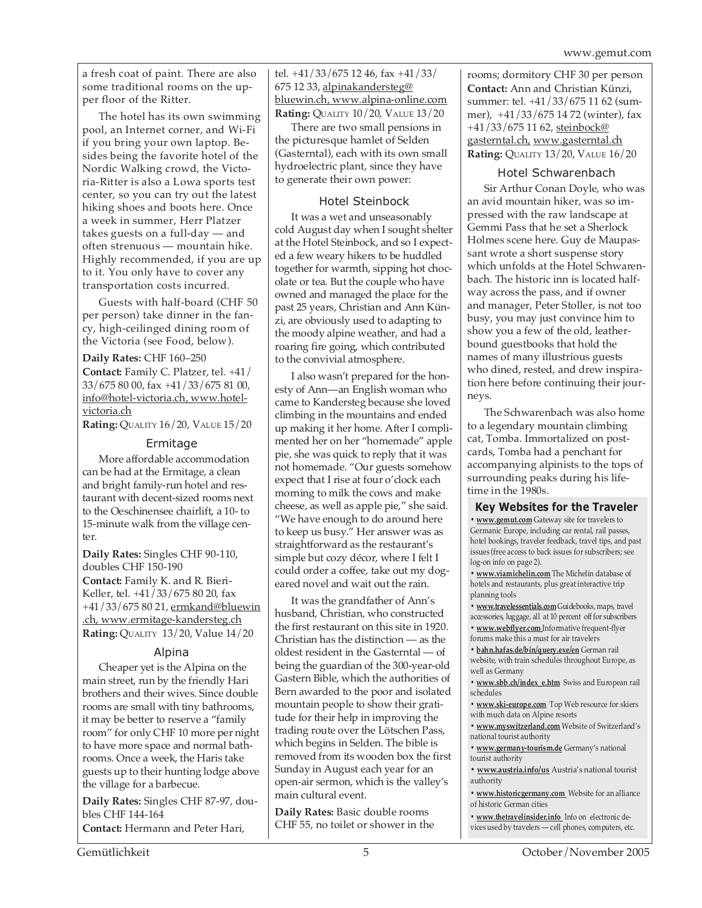a fresh coat of paint. There are also some traditional rooms on the upper floor of the Ritter.

The hotel has its own swimming pool, an Internet corner, and Wi-Fi if you bring your own laptop. Besides being the favorite hotel of the Nordic Walking crowd, the Victoria-Ritter is also a Lowa sports test center, so you can try out the latest hiking shoes and boots here. Once a week in summer, Herr Platzer takes guests on a full-day — and often strenuous — mountain hike. Highly recommended, if you are up to it. You only have to cover any transportation costs incurred.

Guests with half-board (CHF 50 per person) take dinner in the fancy, high-ceilinged dining room of the Victoria (see Food, below).

**Daily Rates:** CHF 160–250
**Contact:** Family C. Platzer, tel. +41/33/675 80 00, fax +41/33/675 81 00, info@hotel-victoria.ch, www.hotel-victoria.ch
**Rating:** QUALITY 16/20, VALUE 15/20

### Ermitage

More affordable accommodation can be had at the Ermitage, a clean and bright family-run hotel and restaurant with decent-sized rooms next to the Oeschinensee chairlift, a 10- to 15-minute walk from the village center.

**Daily Rates:** Singles CHF 90-110, doubles CHF 150-190
**Contact:** Family K. and R. Bieri-Keller, tel. +41/33/675 80 20, fax +41/33/675 80 21, ermkand@bluewin.ch, www.ermitage-kandersteg.ch
**Rating:** QUALITY 13/20, Value 14/20

### Alpina

Cheaper yet is the Alpina on the main street, run by the friendly Hari brothers and their wives. Since double rooms are small with tiny bathrooms, it may be better to reserve a "family room" for only CHF 10 more per night to have more space and normal bathrooms. Once a week, the Haris take guests up to their hunting lodge above the village for a barbecue.

**Daily Rates:** Singles CHF 87-97, doubles CHF 144-164
**Contact:** Hermann and Peter Hari, tel. +41/33/675 12 46, fax +41/33/675 12 33, alpinakandersteg@bluewin.ch, www.alpina-online.com
**Rating:** QUALITY 10/20, VALUE 13/20

There are two small pensions in the picturesque hamlet of Selden (Gasterntal), each with its own small hydroelectric plant, since they have to generate their own power:

### Hotel Steinbock

It was a wet and unseasonably cold August day when I sought shelter at the Hotel Steinbock, and so I expected a few weary hikers to be huddled together for warmth, sipping hot chocolate or tea. But the couple who have owned and managed the place for the past 25 years, Christian and Ann Künzi, are obviously used to adapting to the moody alpine weather, and had a roaring fire going, which contributed to the convivial atmosphere.

I also wasn't prepared for the honesty of Ann—an English woman who came to Kandersteg because she loved climbing in the mountains and ended up making it her home. After I complimented her on her "homemade" apple pie, she was quick to reply that it was not homemade. "Our guests somehow expect that I rise at four o'clock each morning to milk the cows and make cheese, as well as apple pie," she said. "We have enough to do around here to keep us busy." Her answer was as straightforward as the restaurant's simple but cozy décor, where I felt I could order a coffee, take out my dog-eared novel and wait out the rain.

It was the grandfather of Ann's husband, Christian, who constructed the first restaurant on this site in 1920. Christian has the distinction — as the oldest resident in the Gasterntal — of being the guardian of the 300-year-old Gastern Bible, which the authorities of Bern awarded to the poor and isolated mountain people to show their gratitude for their help in improving the trading route over the Lötschen Pass, which begins in Selden. The bible is removed from its wooden box the first Sunday in August each year for an open-air sermon, which is the valley's main cultural event.

**Daily Rates:** Basic double rooms CHF 55, no toilet or shower in the rooms; dormitory CHF 30 per person
**Contact:** Ann and Christian Künzi, summer: tel. +41/33/675 11 62 (summer), +41/33/675 14 72 (winter), fax +41/33/675 11 62, steinbock@gasterntal.ch, www.gasterntal.ch
**Rating:** QUALITY 13/20, VALUE 16/20

### Hotel Schwarenbach

Sir Arthur Conan Doyle, who was an avid mountain hiker, was so impressed with the raw landscape at Gemmi Pass that he set a Sherlock Holmes scene here. Guy De Maupassant wrote a short suspense story which unfolds at the Hotel Schwarenbach. The historic inn is located halfway across the pass, and if owner and manager, Peter Stoller, is not too busy, you may just convince him to show you a few of the old, leather-bound guestbooks that hold the names of many illustrious guests who dined, rested, and drew inspiration here before continuing their journeys.

The Schwarenbach was also home to a legendary mountain climbing cat, Tomba. Immortalized on postcards, Tomba had a penchant for accompanying alpinists to the tops of surrounding peaks during his lifetime in the 1980s.

### Key Websites for the Traveler

- **www.gemut.com** Gateway site for travelers to Germanic Europe, including car rental, rail passes, hotel bookings, traveler feedback, travel tips, and past issues (free access to back issues for subscribers; see log-on info on page 2).
- **www.viamichelin.com** The Michelin database of hotels and restaurants, plus great interactive trip planning tools
- **www.travelessentials.com** Guidebooks, maps, travel accessories, luggage, all at 10 percent off for subscribers
- **www.webflyer.com** Informative frequent-flyer forums make this a must for air travelers
- **bahn.hafas.de/bin/query.exe/en** German rail website, with train schedules throughout Europe, as well as Germany
- **www.sbb.ch/index_e.htm** Swiss and European rail schedules
- **www.ski-europe.com** Top Web resource for skiers with much data on Alpine resorts
- **www.myswitzerland.com** Website of Switzerland's national tourist authority
- **www.germany-tourism.de** Germany's national tourist authority
- **www.austria.info/us** Austria's national tourist authority
- **www.historicgermany.com** Website for an alliance of historic German cities
- **www.thetravelinsider.info** Info on electronic devices used by travelers — cell phones, computers, etc.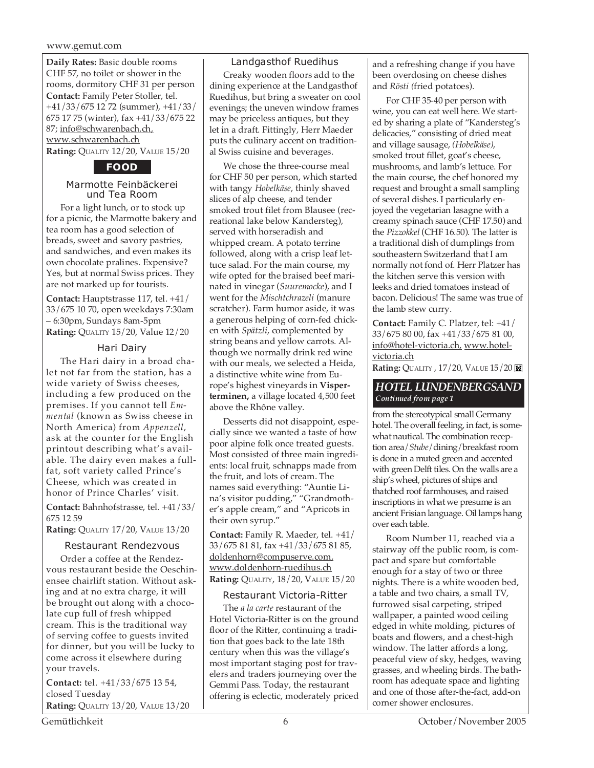**Daily Rates:** Basic double rooms CHF 57, no toilet or shower in the rooms, dormitory CHF 31 per person

**Contact:** Family Peter Stoller, tel. +41/33/675 12 72 (summer), +41/33/675 17 75 (winter), fax +41/33/675 22 87; info@schwarenbach.ch, www.schwarenbach.ch

**Rating:** QUALITY 12/20, VALUE 15/20

## FOOD

### Marmotte Feinbäckerei und Tea Room

For a light lunch, or to stock up for a picnic, the Marmotte bakery and tea room has a good selection of breads, sweet and savory pastries, and sandwiches, and even makes its own chocolate pralines. Expensive? Yes, but at normal Swiss prices. They are not marked up for tourists.

**Contact:** Hauptstrasse 117, tel. +41/33/675 10 70, open weekdays 7:30am – 6:30pm, Sundays 8am-5pm

**Rating:** QUALITY 15/20, Value 12/20

### Hari Dairy

The Hari dairy in a broad chalet not far from the station, has a wide variety of Swiss cheeses, including a few produced on the premises. If you cannot tell *Emmental* (known as Swiss cheese in North America) from *Appenzell*, ask at the counter for the English printout describing what's available. The dairy even makes a full-fat, soft variety called Prince's Cheese, which was created in honor of Prince Charles' visit.

**Contact:** Bahnhofstrasse, tel. +41/33/675 12 59

**Rating:** QUALITY 17/20, VALUE 13/20

### Restaurant Rendezvous

Order a coffee at the Rendezvous restaurant beside the Oeschinensee chairlift station. Without asking and at no extra charge, it will be brought out along with a chocolate cup full of fresh whipped cream. This is the traditional way of serving coffee to guests invited for dinner, but you will be lucky to come across it elsewhere during your travels.

**Contact:** tel. +41/33/675 13 54, closed Tuesday

**Rating:** QUALITY 13/20, VALUE 13/20

### Landgasthof Ruedihus

Creaky wooden floors add to the dining experience at the Landgasthof Ruedihus, but bring a sweater on cool evenings; the uneven window frames may be priceless antiques, but they let in a draft. Fittingly, Herr Maeder puts the culinary accent on traditional Swiss cuisine and beverages.

We chose the three-course meal for CHF 50 per person, which started with tangy *Hobelkäse*, thinly shaved slices of alp cheese, and tender smoked trout filet from Blausee (recreational lake below Kandersteg), served with horseradish and whipped cream. A potato terrine followed, along with a crisp leaf lettuce salad. For the main course, my wife opted for the braised beef marinated in vinegar (*Suuremocke*), and I went for the *Mischtchrazeli* (manure scratcher). Farm humor aside, it was a generous helping of corn-fed chicken with *Spätzli*, complemented by string beans and yellow carrots. Although we normally drink red wine with our meals, we selected a Heida, a distinctive white wine from Europe's highest vineyards in **Visperterminen,** a village located 4,500 feet above the Rhône valley.

Desserts did not disappoint, especially since we wanted a taste of how poor alpine folk once treated guests. Most consisted of three main ingredients: local fruit, schnapps made from the fruit, and lots of cream. The names said everything: "Auntie Lina's visitor pudding," "Grandmother's apple cream," and "Apricots in their own syrup."

**Contact:** Family R. Maeder, tel. +41/33/675 81 81, fax +41/33/675 81 85, doldenhorn@compuserve.com, www.doldenhorn-ruedihus.ch

**Rating:** QUALITY, 18/20, VALUE 15/20

### Restaurant Victoria-Ritter

The *a la carte* restaurant of the Hotel Victoria-Ritter is on the ground floor of the Ritter, continuing a tradition that goes back to the late 18th century when this was the village's most important staging post for travelers and traders journeying over the Gemmi Pass. Today, the restaurant offering is eclectic, moderately priced and a refreshing change if you have been overdosing on cheese dishes and *Rösti (*fried potatoes).

For CHF 35-40 per person with wine, you can eat well here. We started by sharing a plate of "Kandersteg's delicacies," consisting of dried meat and village sausage, *(Hobelkäse)*, smoked trout fillet, goat's cheese, mushrooms, and lamb's lettuce. For the main course, the chef honored my request and brought a small sampling of several dishes. I particularly enjoyed the vegetarian lasagne with a creamy spinach sauce (CHF 17.50) and the *Pizzokkel* (CHF 16.50). The latter is a traditional dish of dumplings from southeastern Switzerland that I am normally not fond of. Herr Platzer has the kitchen serve this version with leeks and dried tomatoes instead of bacon. Delicious! The same was true of the lamb stew curry.

**Contact:** Family C. Platzer, tel: +41/33/675 80 00, fax +41/33/675 81 00, info@hotel-victoria.ch, www.hotel-victoria.ch

**Rating:** QUALITY , 17/20, VALUE 15/20

## HOTEL LUNDENBERGSAND
*Continued from page 1*

from the stereotypical small Germany hotel. The overall feeling, in fact, is somewhat nautical. The combination reception area/*Stube*/dining/breakfast room is done in a muted green and accented with green Delft tiles. On the walls are a ship's wheel, pictures of ships and thatched roof farmhouses, and raised inscriptions in what we presume is an ancient Frisian language. Oil lamps hang over each table.

Room Number 11, reached via a stairway off the public room, is compact and spare but comfortable enough for a stay of two or three nights. There is a white wooden bed, a table and two chairs, a small TV, furrowed sisal carpeting, striped wallpaper, a painted wood ceiling edged in white molding, pictures of boats and flowers, and a chest-high window. The latter affords a long, peaceful view of sky, hedges, waving grasses, and wheeling birds. The bathroom has adequate space and lighting and one of those after-the-fact, add-on corner shower enclosures.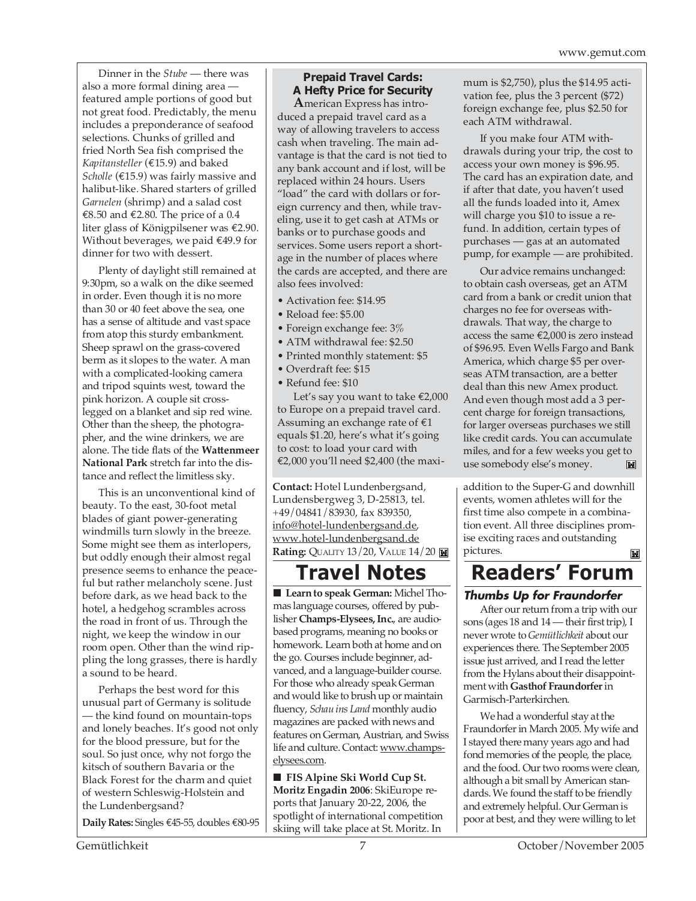Dinner in the *Stube* — there was also a more formal dining area — featured ample portions of good but not great food. Predictably, the menu includes a preponderance of seafood selections. Chunks of grilled and fried North Sea fish comprised the *Kapitansteller* (€15.9) and baked *Scholle* (€15.9) was fairly massive and halibut-like. Shared starters of grilled *Garnelen* (shrimp) and a salad cost €8.50 and €2.80. The price of a 0.4 liter glass of Königpilsener was €2.90. Without beverages, we paid €49.9 for dinner for two with dessert.

Plenty of daylight still remained at 9:30pm, so a walk on the dike seemed in order. Even though it is no more than 30 or 40 feet above the sea, one has a sense of altitude and vast space from atop this sturdy embankment. Sheep sprawl on the grass-covered berm as it slopes to the water. A man with a complicated-looking camera and tripod squints west, toward the pink horizon. A couple sit cross-legged on a blanket and sip red wine. Other than the sheep, the photographer, and the wine drinkers, we are alone. The tide flats of the **Wattenmeer National Park** stretch far into the distance and reflect the limitless sky.

This is an unconventional kind of beauty. To the east, 30-foot metal blades of giant power-generating windmills turn slowly in the breeze. Some might see them as interlopers, but oddly enough their almost regal presence seems to enhance the peaceful but rather melancholy scene. Just before dark, as we head back to the hotel, a hedgehog scrambles across the road in front of us. Through the night, we keep the window in our room open. Other than the wind rippling the long grasses, there is hardly a sound to be heard.

Perhaps the best word for this unusual part of Germany is solitude — the kind found on mountain-tops and lonely beaches. It's good not only for the blood pressure, but for the soul. So just once, why not forgo the kitsch of southern Bavaria or the Black Forest for the charm and quiet of western Schleswig-Holstein and the Lundenbergsand?

**Daily Rates:** Singles €45-55, doubles €80-95

**Contact:** Hotel Lundenbergsand, Lundensbergweg 3, D-25813, tel. +49/04841/83930, fax 839350, info@hotel-lundenbergsand.de, www.hotel-lundenbergsand.de

**Rating:** QUALITY 13/20, VALUE 14/20

## Prepaid Travel Cards: A Hefty Price for Security

American Express has introduced a prepaid travel card as a way of allowing travelers to access cash when traveling. The main advantage is that the card is not tied to any bank account and if lost, will be replaced within 24 hours. Users "load" the card with dollars or foreign currency and then, while traveling, use it to get cash at ATMs or banks or to purchase goods and services. Some users report a shortage in the number of places where the cards are accepted, and there are also fees involved:

- Activation fee: $14.95
- Reload fee: $5.00
- Foreign exchange fee: 3%
- ATM withdrawal fee: $2.50
- Printed monthly statement: $5
- Overdraft fee: $15
- Refund fee: $10

Let's say you want to take €2,000 to Europe on a prepaid travel card. Assuming an exchange rate of €1 equals $1.20, here's what it's going to cost: to load your card with €2,000 you'll need $2,400 (the maximum is $2,750), plus the $14.95 activation fee, plus the 3 percent ($72) foreign exchange fee, plus $2.50 for each ATM withdrawal.

If you make four ATM withdrawals during your trip, the cost to access your own money is $96.95. The card has an expiration date, and if after that date, you haven't used all the funds loaded into it, Amex will charge you $10 to issue a refund. In addition, certain types of purchases — gas at an automated pump, for example — are prohibited.

Our advice remains unchanged: to obtain cash overseas, get an ATM card from a bank or credit union that charges no fee for overseas withdrawals. That way, the charge to access the same €2,000 is zero instead of $96.95. Even Wells Fargo and Bank America, which charge $5 per overseas ATM transaction, are a better deal than this new Amex product. And even though most add a 3 percent charge for foreign transactions, for larger overseas purchases we still like credit cards. You can accumulate miles, and for a few weeks you get to use somebody else's money.

# Travel Notes

■ **Learn to speak German:** Michel Thomas language courses, offered by publisher **Champs-Elysees, Inc.**, are audio-based programs, meaning no books or homework. Learn both at home and on the go. Courses include beginner, advanced, and a language-builder course. For those who already speak German and would like to brush up or maintain fluency, *Schau ins Land* monthly audio magazines are packed with news and features on German, Austrian, and Swiss life and culture. Contact: www.champs-elysees.com.

■ **FIS Alpine Ski World Cup St. Moritz Engadin 2006**: SkiEurope reports that January 20-22, 2006, the spotlight of international competition skiing will take place at St. Moritz. In addition to the Super-G and downhill events, women athletes will for the first time also compete in a combination event. All three disciplines promise exciting races and outstanding pictures.

# Readers' Forum

### Thumbs Up for Fraundorfer

After our return from a trip with our sons (ages 18 and 14 — their first trip), I never wrote to *Gemütlichkeit* about our experiences there. The September 2005 issue just arrived, and I read the letter from the Hylans about their disappointment with **Gasthof Fraundorfer** in Garmisch-Parterkirchen.

We had a wonderful stay at the Fraundorfer in March 2005. My wife and I stayed there many years ago and had fond memories of the people, the place, and the food. Our two rooms were clean, although a bit small by American standards. We found the staff to be friendly and extremely helpful. Our German is poor at best, and they were willing to let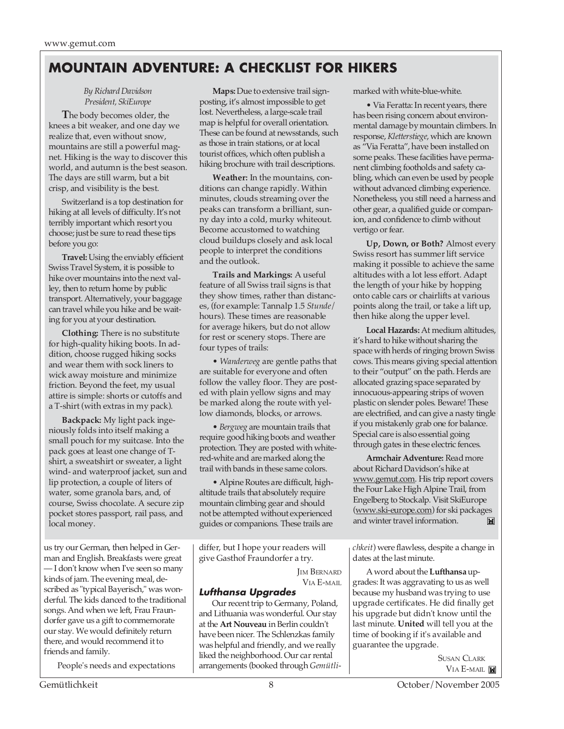# MOUNTAIN ADVENTURE: A CHECKLIST FOR HIKERS

*By Richard Davidson*
*President, SkiEurope*

The body becomes older, the knees a bit weaker, and one day we realize that, even without snow, mountains are still a powerful magnet. Hiking is the way to discover this world, and autumn is the best season. The days are still warm, but a bit crisp, and visibility is the best.

Switzerland is a top destination for hiking at all levels of difficulty. It's not terribly important which resort you choose; just be sure to read these tips before you go:

**Travel:** Using the enviably efficient Swiss Travel System, it is possible to hike over mountains into the next valley, then to return home by public transport. Alternatively, your baggage can travel while you hike and be waiting for you at your destination.

**Clothing:** There is no substitute for high-quality hiking boots. In addition, choose rugged hiking socks and wear them with sock liners to wick away moisture and minimize friction. Beyond the feet, my usual attire is simple: shorts or cutoffs and a T-shirt (with extras in my pack).

**Backpack:** My light pack ingeniously folds into itself making a small pouch for my suitcase. Into the pack goes at least one change of T-shirt, a sweatshirt or sweater, a light wind- and waterproof jacket, sun and lip protection, a couple of liters of water, some granola bars, and, of course, Swiss chocolate. A secure zip pocket stores passport, rail pass, and local money.

**Maps:** Due to extensive trail signposting, it's almost impossible to get lost. Nevertheless, a large-scale trail map is helpful for overall orientation. These can be found at newsstands, such as those in train stations, or at local tourist offices, which often publish a hiking brochure with trail descriptions.

**Weather:** In the mountains, conditions can change rapidly. Within minutes, clouds streaming over the peaks can transform a brilliant, sunny day into a cold, murky whiteout. Become accustomed to watching cloud buildups closely and ask local people to interpret the conditions and the outlook.

**Trails and Markings:** A useful feature of all Swiss trail signs is that they show times, rather than distances, (for example: Tannalp 1.5 *Stunde*/hours). These times are reasonable for average hikers, but do not allow for rest or scenery stops. There are four types of trails:

- *Wanderweg* are gentle paths that are suitable for everyone and often follow the valley floor. They are posted with plain yellow signs and may be marked along the route with yellow diamonds, blocks, or arrows.

- *Bergweg* are mountain trails that require good hiking boots and weather protection. They are posted with white-red-white and are marked along the trail with bands in these same colors.

- Alpine Routes are difficult, high-altitude trails that absolutely require mountain climbing gear and should not be attempted without experienced guides or companions. These trails are marked with white-blue-white.

- Via Feratta: In recent years, there has been rising concern about environmental damage by mountain climbers. In response, *Kletterstiege*, which are known as "Via Feratta", have been installed on some peaks. These facilities have permanent climbing footholds and safety cabling, which can even be used by people without advanced climbing experience. Nonetheless, you still need a harness and other gear, a qualified guide or companion, and confidence to climb without vertigo or fear.

**Up, Down, or Both?** Almost every Swiss resort has summer lift service making it possible to achieve the same altitudes with a lot less effort. Adapt the length of your hike by hopping onto cable cars or chairlifts at various points along the trail, or take a lift up, then hike along the upper level.

**Local Hazards:** At medium altitudes, it's hard to hike without sharing the space with herds of ringing brown Swiss cows. This means giving special attention to their "output" on the path. Herds are allocated grazing space separated by innocuous-appearing strips of woven plastic on slender poles. Beware! These are electrified, and can give a nasty tingle if you mistakenly grab one for balance. Special care is also essential going through gates in these electric fences.

**Armchair Adventure:** Read more about Richard Davidson's hike at www.gemut.com. His trip report covers the Four Lake High Alpine Trail, from Engelberg to Stockalp. Visit SkiEurope (www.ski-europe.com) for ski packages and winter travel information.

---

us try our German, then helped in German and English. Breakfasts were great — I don't know when I've seen so many kinds of jam. The evening meal, described as "typical Bayerisch," was wonderful. The kids danced to the traditional songs. And when we left, Frau Fraundorfer gave us a gift to commemorate our stay. We would definitely return there, and would recommend it to friends and family.

People's needs and expectations differ, but I hope your readers will give Gasthof Fraundorfer a try.

JIM BERNARD
VIA E-MAIL

### *Lufthansa Upgrades*

Our recent trip to Germany, Poland, and Lithuania was wonderful. Our stay at the **Art Nouveau** in Berlin couldn't have been nicer. The Schlenzkas family was helpful and friendly, and we really liked the neighborhood. Our car rental arrangements (booked through *Gemütlichkeit*) were flawless, despite a change in dates at the last minute.

A word about the **Lufthansa** upgrades: It was aggravating to us as well because my husband was trying to use upgrade certificates. He did finally get his upgrade but didn't know until the last minute. **United** will tell you at the time of booking if it's available and guarantee the upgrade.

SUSAN CLARK
VIA E-MAIL